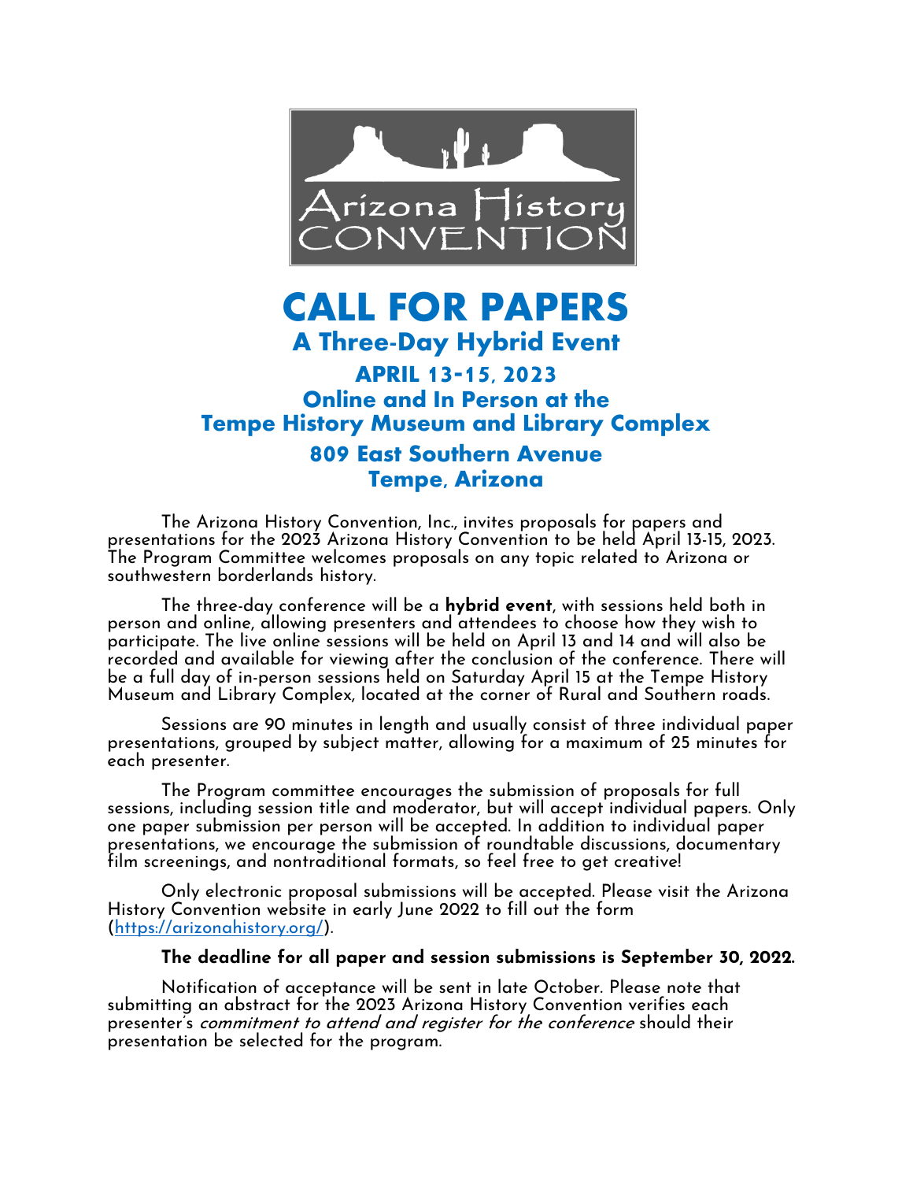Arizona History CONVENTION

# CALL FOR PAPERS

## A Three-Day Hybrid Event

### APRIL 13-15, 2023
### Online and In Person at the Tempe History Museum and Library Complex
### 809 East Southern Avenue Tempe, Arizona

The Arizona History Convention, Inc., invites proposals for papers and presentations for the 2023 Arizona History Convention to be held April 13-15, 2023. The Program Committee welcomes proposals on any topic related to Arizona or southwestern borderlands history.

The three-day conference will be a **hybrid event**, with sessions held both in person and online, allowing presenters and attendees to choose how they wish to participate. The live online sessions will be held on April 13 and 14 and will also be recorded and available for viewing after the conclusion of the conference. There will be a full day of in-person sessions held on Saturday April 15 at the Tempe History Museum and Library Complex, located at the corner of Rural and Southern roads.

Sessions are 90 minutes in length and usually consist of three individual paper presentations, grouped by subject matter, allowing for a maximum of 25 minutes for each presenter.

The Program committee encourages the submission of proposals for full sessions, including session title and moderator, but will accept individual papers. Only one paper submission per person will be accepted. In addition to individual paper presentations, we encourage the submission of roundtable discussions, documentary film screenings, and nontraditional formats, so feel free to get creative!

Only electronic proposal submissions will be accepted. Please visit the Arizona History Convention website in early June 2022 to fill out the form (https://arizonahistory.org/).

**The deadline for all paper and session submissions is September 30, 2022.**

Notification of acceptance will be sent in late October. Please note that submitting an abstract for the 2023 Arizona History Convention verifies each presenter's *commitment to attend and register for the conference* should their presentation be selected for the program.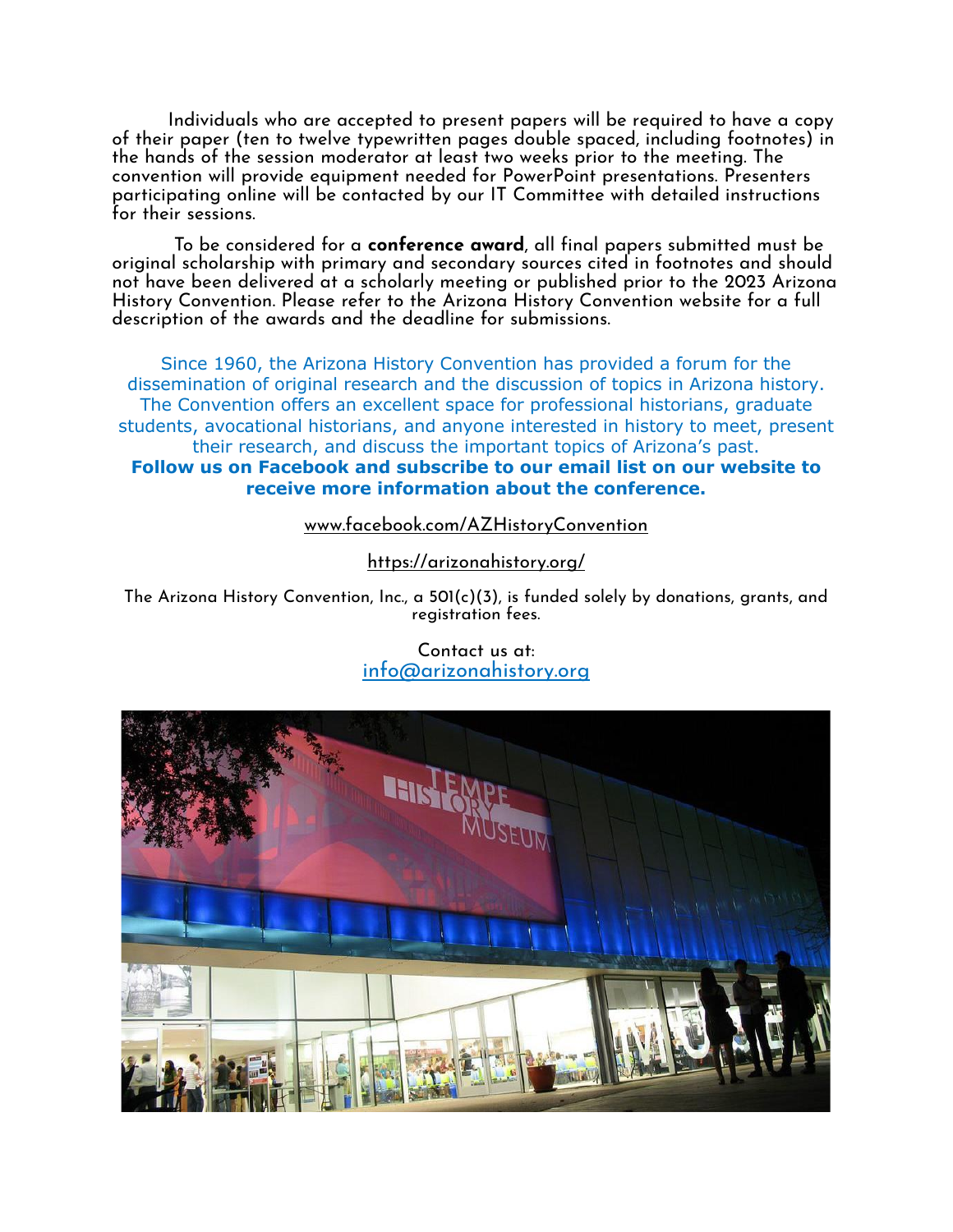Individuals who are accepted to present papers will be required to have a copy of their paper (ten to twelve typewritten pages double spaced, including footnotes) in the hands of the session moderator at least two weeks prior to the meeting. The convention will provide equipment needed for PowerPoint presentations. Presenters participating online will be contacted by our IT Committee with detailed instructions for their sessions.

To be considered for a **conference award**, all final papers submitted must be original scholarship with primary and secondary sources cited in footnotes and should not have been delivered at a scholarly meeting or published prior to the 2023 Arizona History Convention. Please refer to the Arizona History Convention website for a full description of the awards and the deadline for submissions.

Since 1960, the Arizona History Convention has provided a forum for the dissemination of original research and the discussion of topics in Arizona history. The Convention offers an excellent space for professional historians, graduate students, avocational historians, and anyone interested in history to meet, present their research, and discuss the important topics of Arizona's past.

**Follow us on Facebook and subscribe to our email list on our website to receive more information about the conference.**

www.facebook.com/AZHistoryConvention

https://arizonahistory.org/

The Arizona History Convention, Inc., a 501(c)(3), is funded solely by donations, grants, and registration fees.

Contact us at:
info@arizonahistory.org